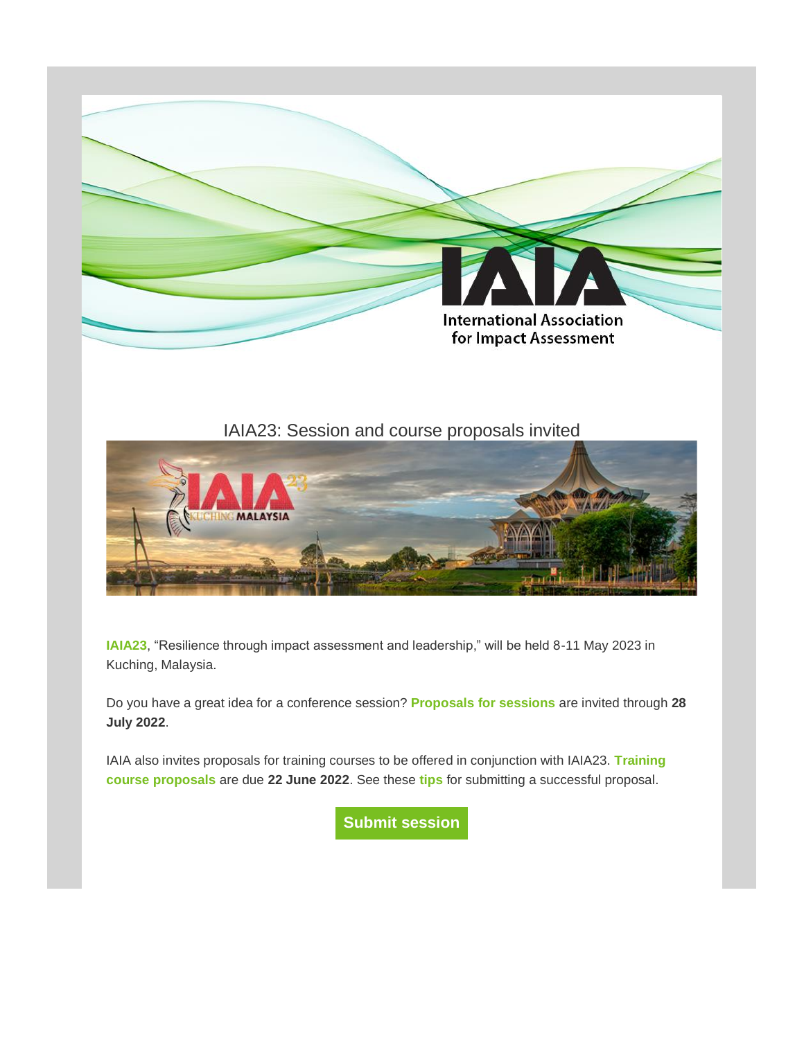International Association for Impact Assessment

## IAIA23: Session and course proposals invited

**IAIA23**, "Resilience through impact assessment and leadership," will be held 8-11 May 2023 in Kuching, Malaysia.

Do you have a great idea for a conference session? **Proposals for sessions** are invited through **28 July 2022**.

IAIA also invites proposals for training courses to be offered in conjunction with IAIA23. **Training course proposals** are due **22 June 2022**. See these **tips** for submitting a successful proposal.

**Submit session**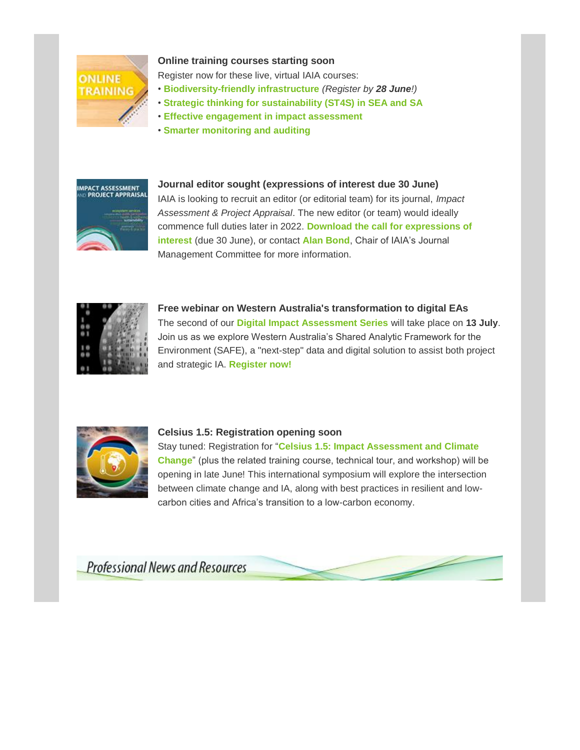### Online training courses starting soon

Register now for these live, virtual IAIA courses:

- **Biodiversity-friendly infrastructure** *(Register by **28 June**!)*
- **Strategic thinking for sustainability (ST4S) in SEA and SA**
- **Effective engagement in impact assessment**
- **Smarter monitoring and auditing**

### Journal editor sought (expressions of interest due 30 June)

IAIA is looking to recruit an editor (or editorial team) for its journal, *Impact Assessment & Project Appraisal*. The new editor (or team) would ideally commence full duties later in 2022. **Download the call for expressions of interest** (due 30 June), or contact **Alan Bond**, Chair of IAIA's Journal Management Committee for more information.

### Free webinar on Western Australia's transformation to digital EAs

The second of our **Digital Impact Assessment Series** will take place on **13 July**. Join us as we explore Western Australia's Shared Analytic Framework for the Environment (SAFE), a "next-step" data and digital solution to assist both project and strategic IA. **Register now!**

### Celsius 1.5: Registration opening soon

Stay tuned: Registration for "**Celsius 1.5: Impact Assessment and Climate Change**" (plus the related training course, technical tour, and workshop) will be opening in late June! This international symposium will explore the intersection between climate change and IA, along with best practices in resilient and low-carbon cities and Africa's transition to a low-carbon economy.

## Professional News and Resources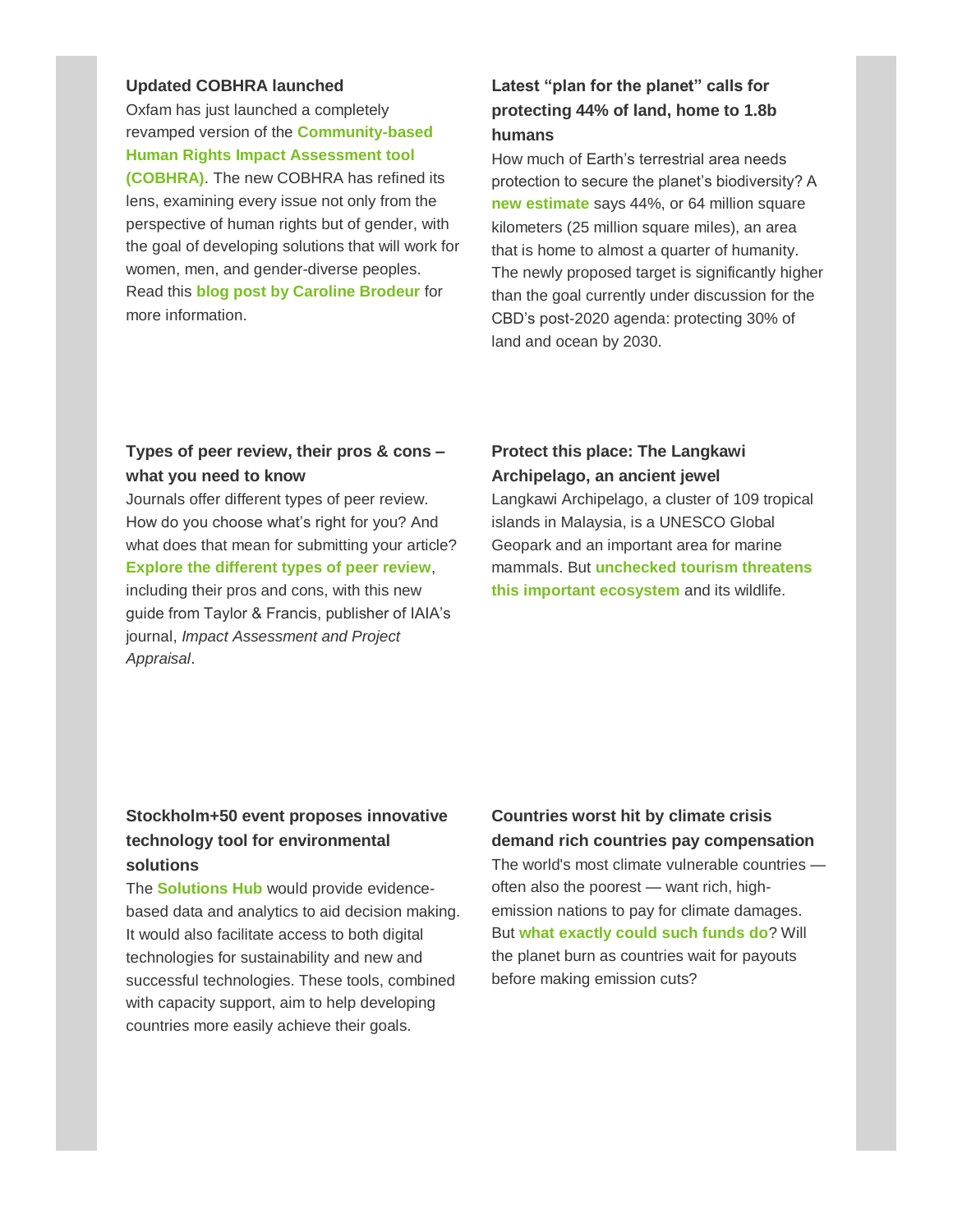### Updated COBHRA launched

Oxfam has just launched a completely revamped version of the **Community-based Human Rights Impact Assessment tool (COBHRA)**. The new COBHRA has refined its lens, examining every issue not only from the perspective of human rights but of gender, with the goal of developing solutions that will work for women, men, and gender-diverse peoples. Read this **blog post by Caroline Brodeur** for more information.

### Latest "plan for the planet" calls for protecting 44% of land, home to 1.8b humans

How much of Earth's terrestrial area needs protection to secure the planet's biodiversity? A **new estimate** says 44%, or 64 million square kilometers (25 million square miles), an area that is home to almost a quarter of humanity. The newly proposed target is significantly higher than the goal currently under discussion for the CBD's post-2020 agenda: protecting 30% of land and ocean by 2030.

### Types of peer review, their pros & cons – what you need to know

Journals offer different types of peer review. How do you choose what's right for you? And what does that mean for submitting your article? **Explore the different types of peer review**, including their pros and cons, with this new guide from Taylor & Francis, publisher of IAIA's journal, *Impact Assessment and Project Appraisal*.

### Protect this place: The Langkawi Archipelago, an ancient jewel

Langkawi Archipelago, a cluster of 109 tropical islands in Malaysia, is a UNESCO Global Geopark and an important area for marine mammals. But **unchecked tourism threatens this important ecosystem** and its wildlife.

### Stockholm+50 event proposes innovative technology tool for environmental solutions

The **Solutions Hub** would provide evidence-based data and analytics to aid decision making. It would also facilitate access to both digital technologies for sustainability and new and successful technologies. These tools, combined with capacity support, aim to help developing countries more easily achieve their goals.

### Countries worst hit by climate crisis demand rich countries pay compensation

The world's most climate vulnerable countries — often also the poorest — want rich, high-emission nations to pay for climate damages. But **what exactly could such funds do**? Will the planet burn as countries wait for payouts before making emission cuts?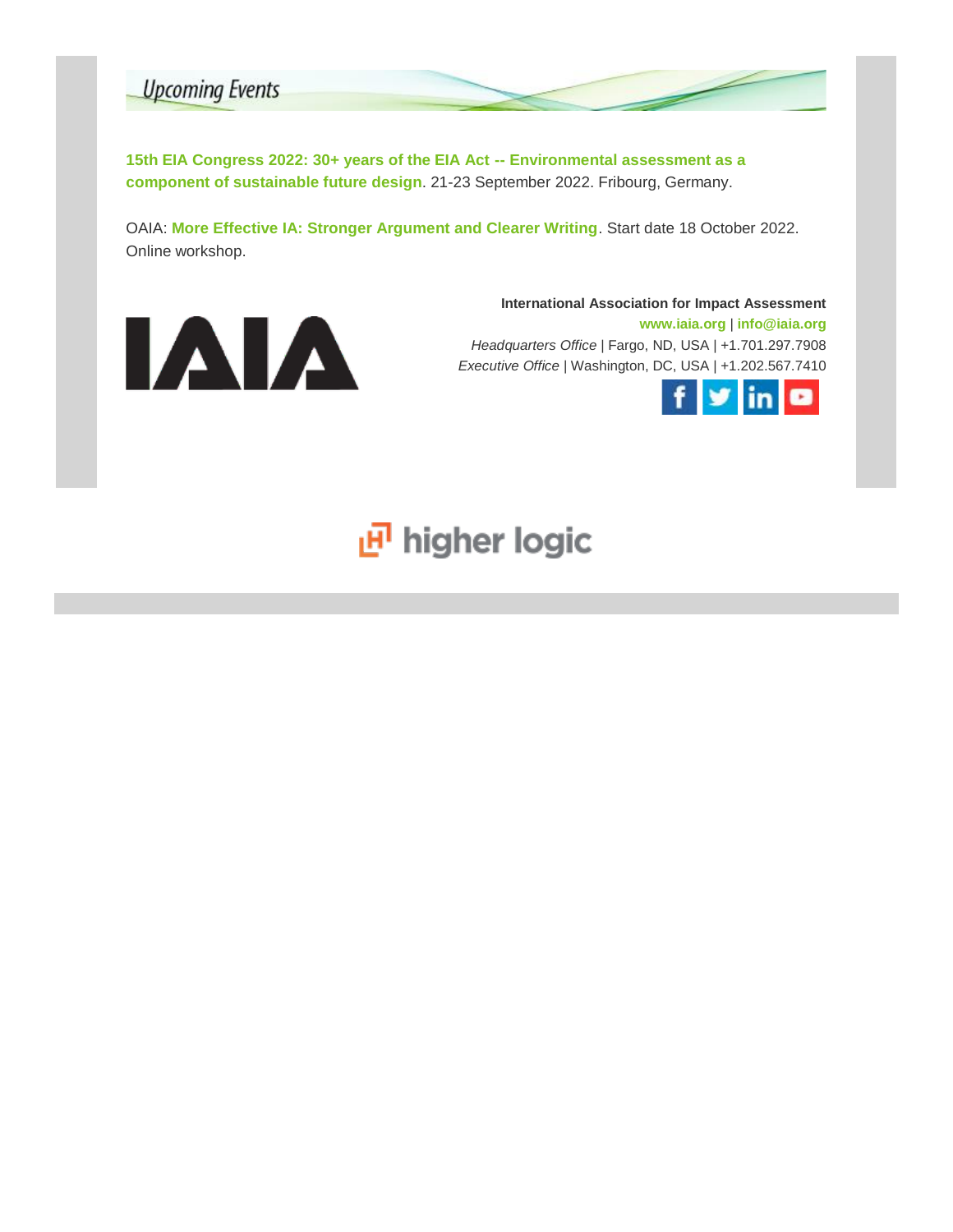## Upcoming Events

**15th EIA Congress 2022: 30+ years of the EIA Act -- Environmental assessment as a component of sustainable future design**. 21-23 September 2022. Fribourg, Germany.

OAIA: **More Effective IA: Stronger Argument and Clearer Writing**. Start date 18 October 2022. Online workshop.

IAIA

**International Association for Impact Assessment**
**www.iaia.org** | **info@iaia.org**
*Headquarters Office* | Fargo, ND, USA | +1.701.297.7908
*Executive Office* | Washington, DC, USA | +1.202.567.7410

higher logic